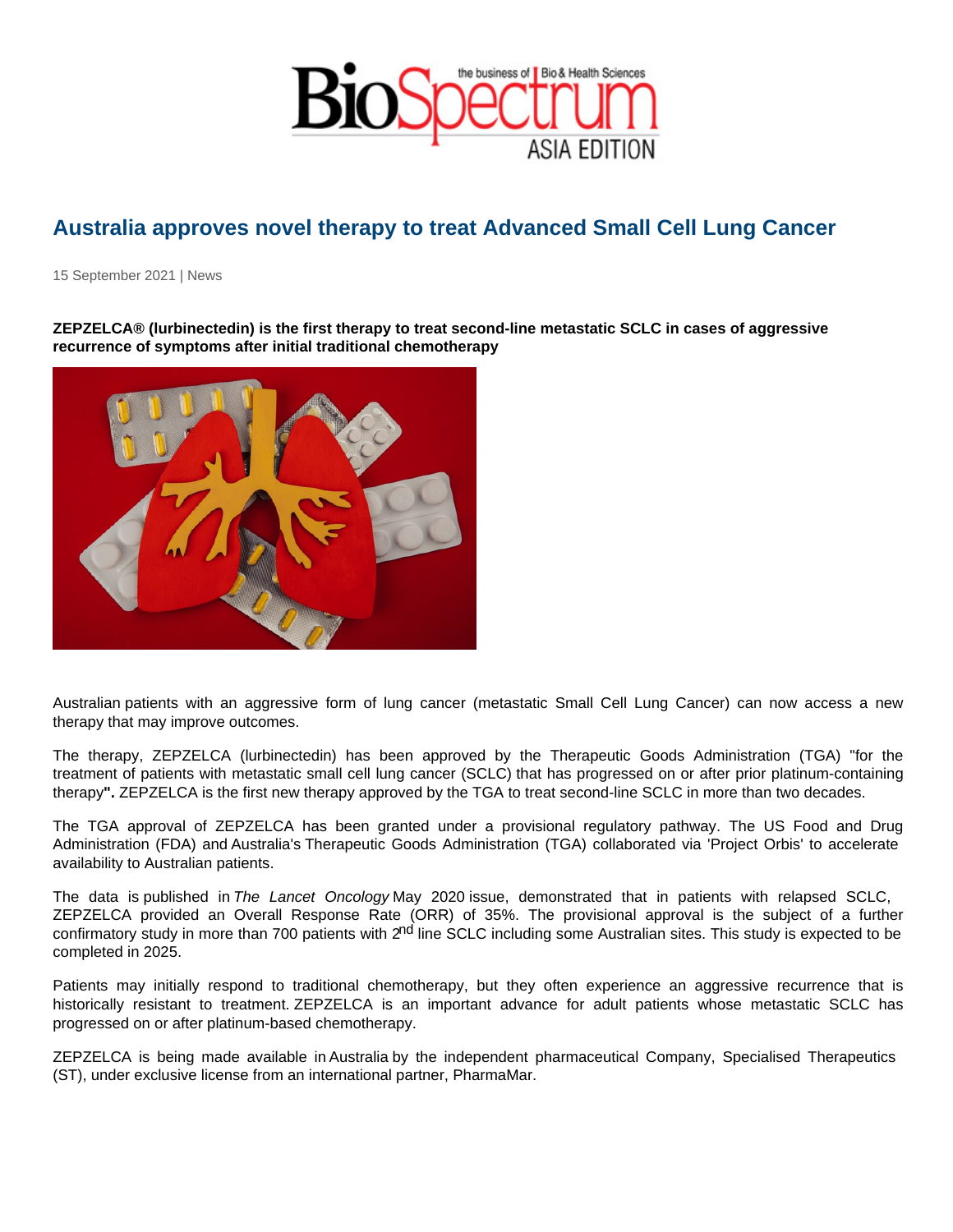# Australia approves novel therapy to treat Advanced Small Cell Lung Cancer

15 September 2021 | News

**ZEPZELCA® (lurbinectedin) is the first therapy to treat second-line metastatic SCLC in cases of aggressive recurrence of symptoms after initial traditional chemotherapy**

Australian patients with an aggressive form of lung cancer (metastatic Small Cell Lung Cancer) can now access a new therapy that may improve outcomes.

The therapy, ZEPZELCA (lurbinectedin) has been approved by the Therapeutic Goods Administration (TGA) "for the treatment of patients with metastatic small cell lung cancer (SCLC) that has progressed on or after prior platinum-containing therapy**".** ZEPZELCA is the first new therapy approved by the TGA to treat second-line SCLC in more than two decades.

The TGA approval of ZEPZELCA has been granted under a provisional regulatory pathway. The US Food and Drug Administration (FDA) and Australia's Therapeutic Goods Administration (TGA) collaborated via 'Project Orbis' to accelerate availability to Australian patients.

The data is published in *The Lancet Oncology* May 2020 issue, demonstrated that in patients with relapsed SCLC, ZEPZELCA provided an Overall Response Rate (ORR) of 35%. The provisional approval is the subject of a further confirmatory study in more than 700 patients with 2nd line SCLC including some Australian sites. This study is expected to be completed in 2025.

Patients may initially respond to traditional chemotherapy, but they often experience an aggressive recurrence that is historically resistant to treatment. ZEPZELCA is an important advance for adult patients whose metastatic SCLC has progressed on or after platinum-based chemotherapy.

ZEPZELCA is being made available in Australia by the independent pharmaceutical Company, Specialised Therapeutics (ST), under exclusive license from an international partner, PharmaMar.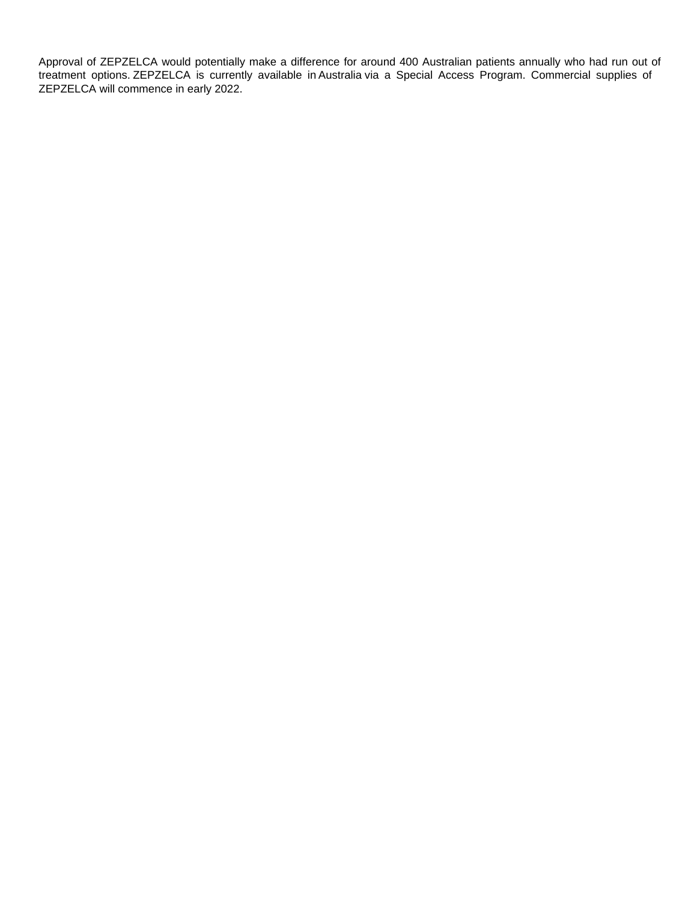Approval of ZEPZELCA would potentially make a difference for around 400 Australian patients annually who had run out of treatment options. ZEPZELCA is currently available in Australia via a Special Access Program. Commercial supplies of ZEPZELCA will commence in early 2022.